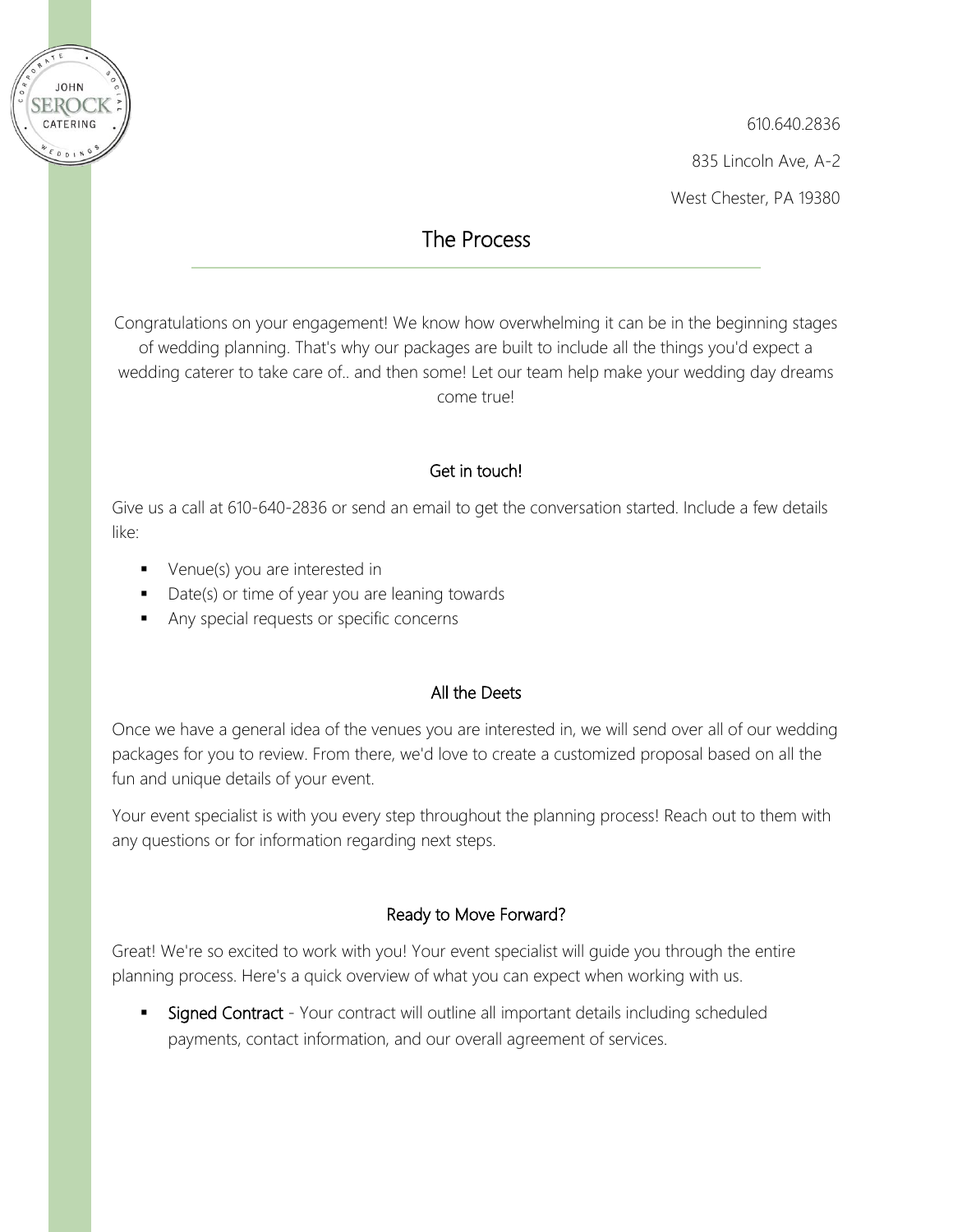610.640.2836

835 Lincoln Ave, A-2

West Chester, PA 19380

# The Process

Congratulations on your engagement! We know how overwhelming it can be in the beginning stages of wedding planning. That's why our packages are built to include all the things you'd expect a wedding caterer to take care of.. and then some! Let our team help make your wedding day dreams come true!

## Get in touch!

Give us a call at 610-640-2836 or send an email to get the conversation started. Include a few details like:

- Venue(s) you are interested in
- Date(s) or time of year you are leaning towards
- Any special requests or specific concerns

## All the Deets

Once we have a general idea of the venues you are interested in, we will send over all of our wedding packages for you to review. From there, we'd love to create a customized proposal based on all the fun and unique details of your event.

Your event specialist is with you every step throughout the planning process! Reach out to them with any questions or for information regarding next steps.

## Ready to Move Forward?

Great! We're so excited to work with you! Your event specialist will guide you through the entire planning process. Here's a quick overview of what you can expect when working with us.

- Signed Contract - Your contract will outline all important details including scheduled payments, contact information, and our overall agreement of services.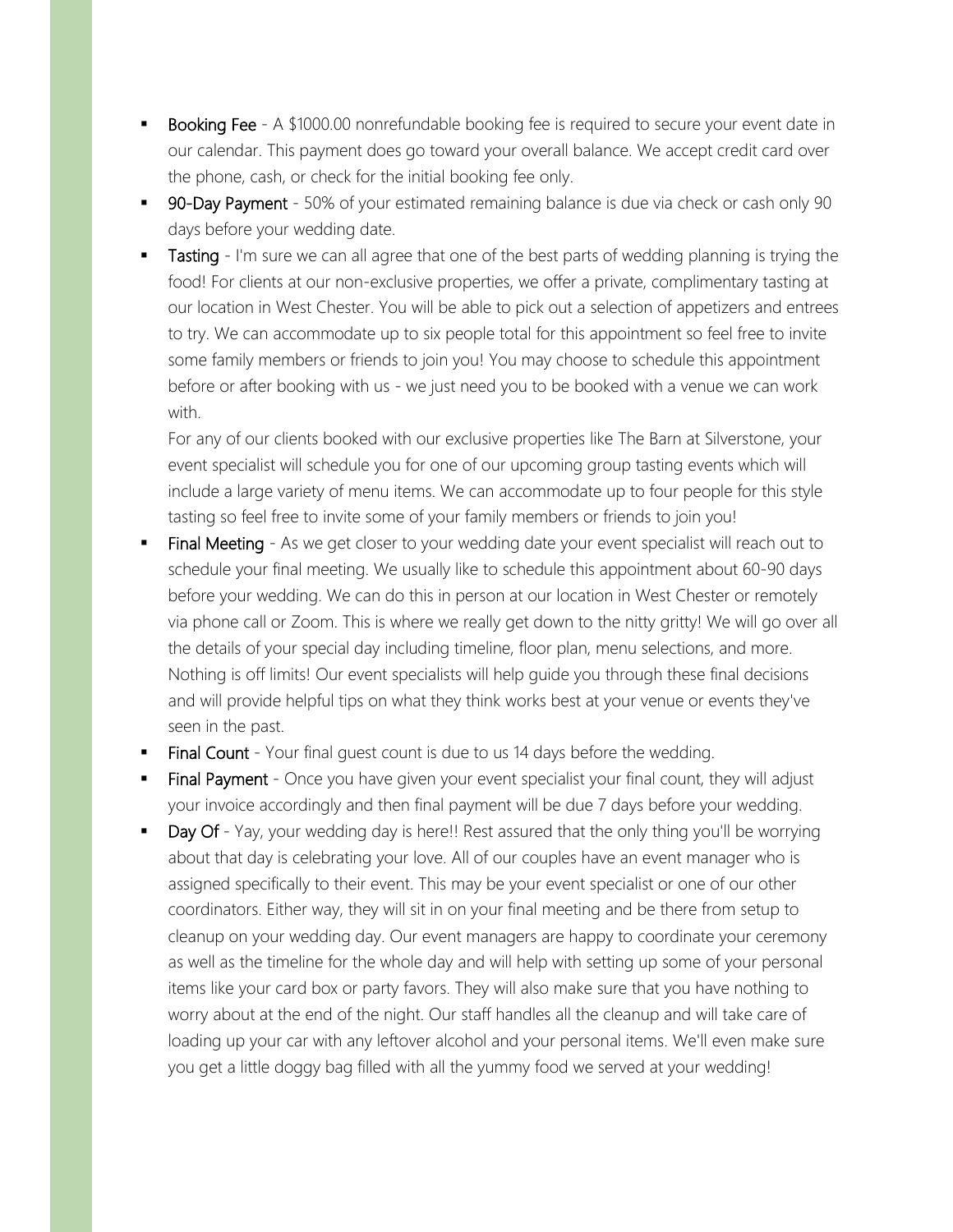- **Booking Fee** - A $1000.00 nonrefundable booking fee is required to secure your event date in our calendar. This payment does go toward your overall balance. We accept credit card over the phone, cash, or check for the initial booking fee only.
- **90-Day Payment** - 50% of your estimated remaining balance is due via check or cash only 90 days before your wedding date.
- **Tasting** - I'm sure we can all agree that one of the best parts of wedding planning is trying the food! For clients at our non-exclusive properties, we offer a private, complimentary tasting at our location in West Chester. You will be able to pick out a selection of appetizers and entrees to try. We can accommodate up to six people total for this appointment so feel free to invite some family members or friends to join you! You may choose to schedule this appointment before or after booking with us - we just need you to be booked with a venue we can work with.

  For any of our clients booked with our exclusive properties like The Barn at Silverstone, your event specialist will schedule you for one of our upcoming group tasting events which will include a large variety of menu items. We can accommodate up to four people for this style tasting so feel free to invite some of your family members or friends to join you!
- **Final Meeting** - As we get closer to your wedding date your event specialist will reach out to schedule your final meeting. We usually like to schedule this appointment about 60-90 days before your wedding. We can do this in person at our location in West Chester or remotely via phone call or Zoom. This is where we really get down to the nitty gritty! We will go over all the details of your special day including timeline, floor plan, menu selections, and more. Nothing is off limits! Our event specialists will help guide you through these final decisions and will provide helpful tips on what they think works best at your venue or events they've seen in the past.
- **Final Count** - Your final guest count is due to us 14 days before the wedding.
- **Final Payment** - Once you have given your event specialist your final count, they will adjust your invoice accordingly and then final payment will be due 7 days before your wedding.
- **Day Of** - Yay, your wedding day is here!! Rest assured that the only thing you'll be worrying about that day is celebrating your love. All of our couples have an event manager who is assigned specifically to their event. This may be your event specialist or one of our other coordinators. Either way, they will sit in on your final meeting and be there from setup to cleanup on your wedding day. Our event managers are happy to coordinate your ceremony as well as the timeline for the whole day and will help with setting up some of your personal items like your card box or party favors. They will also make sure that you have nothing to worry about at the end of the night. Our staff handles all the cleanup and will take care of loading up your car with any leftover alcohol and your personal items. We'll even make sure you get a little doggy bag filled with all the yummy food we served at your wedding!